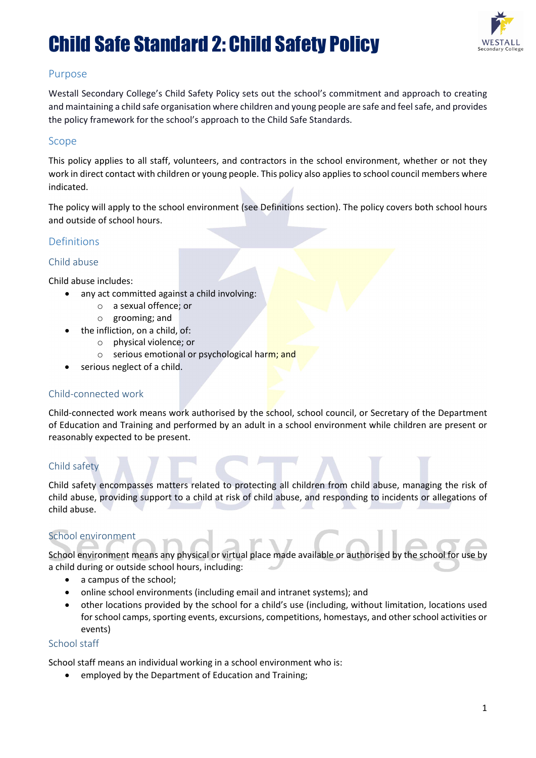# Child Safe Standard 2: Child Safety Policy

## Purpose

Westall Secondary College's Child Safety Policy sets out the school's commitment and approach to creating and maintaining a child safe organisation where children and young people are safe and feel safe, and provides the policy framework for the school's approach to the Child Safe Standards.

## Scope

This policy applies to all staff, volunteers, and contractors in the school environment, whether or not they work in direct contact with children or young people. This policy also applies to school council members where indicated.

The policy will apply to the school environment (see Definitions section). The policy covers both school hours and outside of school hours.

## Definitions

### Child abuse

Child abuse includes:

- any act committed against a child involving:
  - a sexual offence; or
  - grooming; and
- the infliction, on a child, of:
  - physical violence; or
  - serious emotional or psychological harm; and
- serious neglect of a child.

### Child-connected work

Child-connected work means work authorised by the school, school council, or Secretary of the Department of Education and Training and performed by an adult in a school environment while children are present or reasonably expected to be present.

### Child safety

Child safety encompasses matters related to protecting all children from child abuse, managing the risk of child abuse, providing support to a child at risk of child abuse, and responding to incidents or allegations of child abuse.

### School environment

School environment means any physical or virtual place made available or authorised by the school for use by a child during or outside school hours, including:

- a campus of the school;
- online school environments (including email and intranet systems); and
- other locations provided by the school for a child's use (including, without limitation, locations used for school camps, sporting events, excursions, competitions, homestays, and other school activities or events)

### School staff

School staff means an individual working in a school environment who is:

- employed by the Department of Education and Training;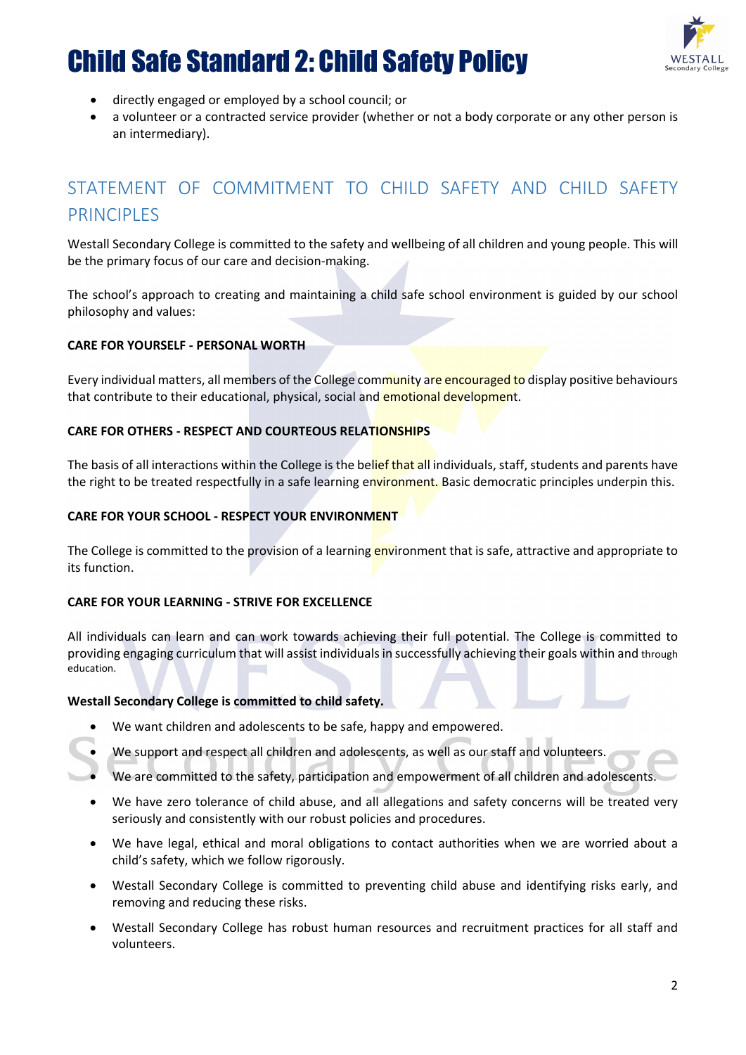- directly engaged or employed by a school council; or
- a volunteer or a contracted service provider (whether or not a body corporate or any other person is an intermediary).

## STATEMENT OF COMMITMENT TO CHILD SAFETY AND CHILD SAFETY PRINCIPLES

Westall Secondary College is committed to the safety and wellbeing of all children and young people. This will be the primary focus of our care and decision-making.

The school's approach to creating and maintaining a child safe school environment is guided by our school philosophy and values:

**CARE FOR YOURSELF - PERSONAL WORTH**

Every individual matters, all members of the College community are encouraged to display positive behaviours that contribute to their educational, physical, social and emotional development.

**CARE FOR OTHERS - RESPECT AND COURTEOUS RELATIONSHIPS**

The basis of all interactions within the College is the belief that all individuals, staff, students and parents have the right to be treated respectfully in a safe learning environment. Basic democratic principles underpin this.

**CARE FOR YOUR SCHOOL - RESPECT YOUR ENVIRONMENT**

The College is committed to the provision of a learning environment that is safe, attractive and appropriate to its function.

**CARE FOR YOUR LEARNING - STRIVE FOR EXCELLENCE**

All individuals can learn and can work towards achieving their full potential. The College is committed to providing engaging curriculum that will assist individuals in successfully achieving their goals within and through education.

**Westall Secondary College is committed to child safety.**

- We want children and adolescents to be safe, happy and empowered.
- We support and respect all children and adolescents, as well as our staff and volunteers.
- We are committed to the safety, participation and empowerment of all children and adolescents.
- We have zero tolerance of child abuse, and all allegations and safety concerns will be treated very seriously and consistently with our robust policies and procedures.
- We have legal, ethical and moral obligations to contact authorities when we are worried about a child's safety, which we follow rigorously.
- Westall Secondary College is committed to preventing child abuse and identifying risks early, and removing and reducing these risks.
- Westall Secondary College has robust human resources and recruitment practices for all staff and volunteers.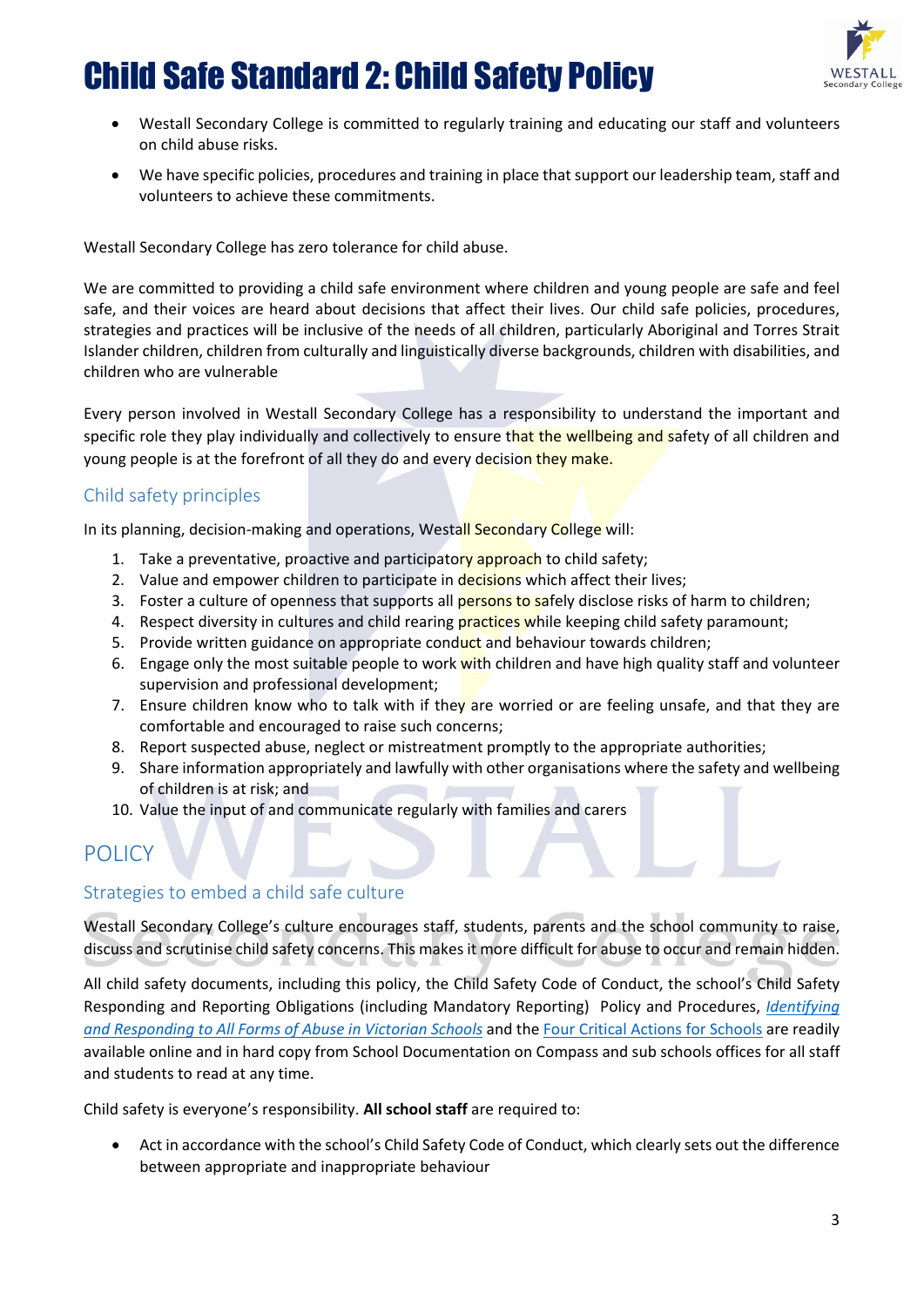- Westall Secondary College is committed to regularly training and educating our staff and volunteers on child abuse risks.
- We have specific policies, procedures and training in place that support our leadership team, staff and volunteers to achieve these commitments.

Westall Secondary College has zero tolerance for child abuse.

We are committed to providing a child safe environment where children and young people are safe and feel safe, and their voices are heard about decisions that affect their lives. Our child safe policies, procedures, strategies and practices will be inclusive of the needs of all children, particularly Aboriginal and Torres Strait Islander children, children from culturally and linguistically diverse backgrounds, children with disabilities, and children who are vulnerable

Every person involved in Westall Secondary College has a responsibility to understand the important and specific role they play individually and collectively to ensure that the wellbeing and safety of all children and young people is at the forefront of all they do and every decision they make.

### Child safety principles

In its planning, decision-making and operations, Westall Secondary College will:

1. Take a preventative, proactive and participatory approach to child safety;
2. Value and empower children to participate in decisions which affect their lives;
3. Foster a culture of openness that supports all persons to safely disclose risks of harm to children;
4. Respect diversity in cultures and child rearing practices while keeping child safety paramount;
5. Provide written guidance on appropriate conduct and behaviour towards children;
6. Engage only the most suitable people to work with children and have high quality staff and volunteer supervision and professional development;
7. Ensure children know who to talk with if they are worried or are feeling unsafe, and that they are comfortable and encouraged to raise such concerns;
8. Report suspected abuse, neglect or mistreatment promptly to the appropriate authorities;
9. Share information appropriately and lawfully with other organisations where the safety and wellbeing of children is at risk; and
10. Value the input of and communicate regularly with families and carers

## POLICY

### Strategies to embed a child safe culture

Westall Secondary College's culture encourages staff, students, parents and the school community to raise, discuss and scrutinise child safety concerns. This makes it more difficult for abuse to occur and remain hidden.

All child safety documents, including this policy, the Child Safety Code of Conduct, the school's Child Safety Responding and Reporting Obligations (including Mandatory Reporting) Policy and Procedures, *Identifying and Responding to All Forms of Abuse in Victorian Schools* and the Four Critical Actions for Schools are readily available online and in hard copy from School Documentation on Compass and sub schools offices for all staff and students to read at any time.

Child safety is everyone's responsibility. **All school staff** are required to:

- Act in accordance with the school's Child Safety Code of Conduct, which clearly sets out the difference between appropriate and inappropriate behaviour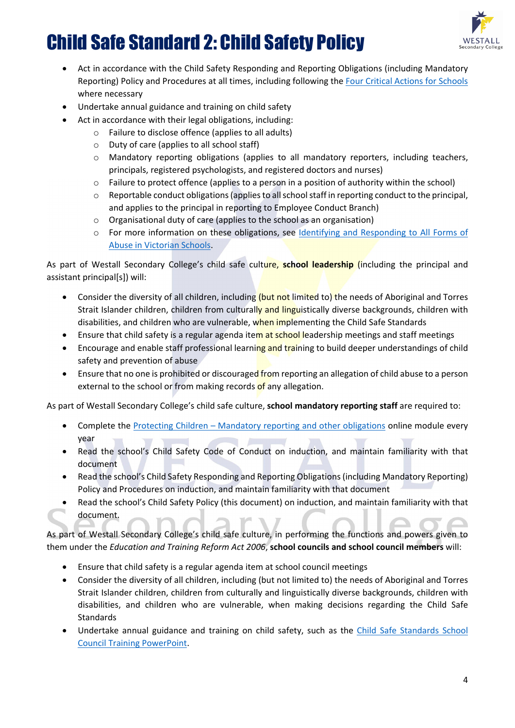- Act in accordance with the Child Safety Responding and Reporting Obligations (including Mandatory Reporting) Policy and Procedures at all times, including following the Four Critical Actions for Schools where necessary
- Undertake annual guidance and training on child safety
- Act in accordance with their legal obligations, including:
  - Failure to disclose offence (applies to all adults)
  - Duty of care (applies to all school staff)
  - Mandatory reporting obligations (applies to all mandatory reporters, including teachers, principals, registered psychologists, and registered doctors and nurses)
  - Failure to protect offence (applies to a person in a position of authority within the school)
  - Reportable conduct obligations (applies to all school staff in reporting conduct to the principal, and applies to the principal in reporting to Employee Conduct Branch)
  - Organisational duty of care (applies to the school as an organisation)
  - For more information on these obligations, see Identifying and Responding to All Forms of Abuse in Victorian Schools.

As part of Westall Secondary College's child safe culture, **school leadership** (including the principal and assistant principal[s]) will:

- Consider the diversity of all children, including (but not limited to) the needs of Aboriginal and Torres Strait Islander children, children from culturally and linguistically diverse backgrounds, children with disabilities, and children who are vulnerable, when implementing the Child Safe Standards
- Ensure that child safety is a regular agenda item at school leadership meetings and staff meetings
- Encourage and enable staff professional learning and training to build deeper understandings of child safety and prevention of abuse
- Ensure that no one is prohibited or discouraged from reporting an allegation of child abuse to a person external to the school or from making records of any allegation.

As part of Westall Secondary College's child safe culture, **school mandatory reporting staff** are required to:

- Complete the Protecting Children – Mandatory reporting and other obligations online module every year
- Read the school's Child Safety Code of Conduct on induction, and maintain familiarity with that document
- Read the school's Child Safety Responding and Reporting Obligations (including Mandatory Reporting) Policy and Procedures on induction, and maintain familiarity with that document
- Read the school's Child Safety Policy (this document) on induction, and maintain familiarity with that document.

As part of Westall Secondary College's child safe culture, in performing the functions and powers given to them under the *Education and Training Reform Act 2006*, **school councils and school council members** will:

- Ensure that child safety is a regular agenda item at school council meetings
- Consider the diversity of all children, including (but not limited to) the needs of Aboriginal and Torres Strait Islander children, children from culturally and linguistically diverse backgrounds, children with disabilities, and children who are vulnerable, when making decisions regarding the Child Safe Standards
- Undertake annual guidance and training on child safety, such as the Child Safe Standards School Council Training PowerPoint.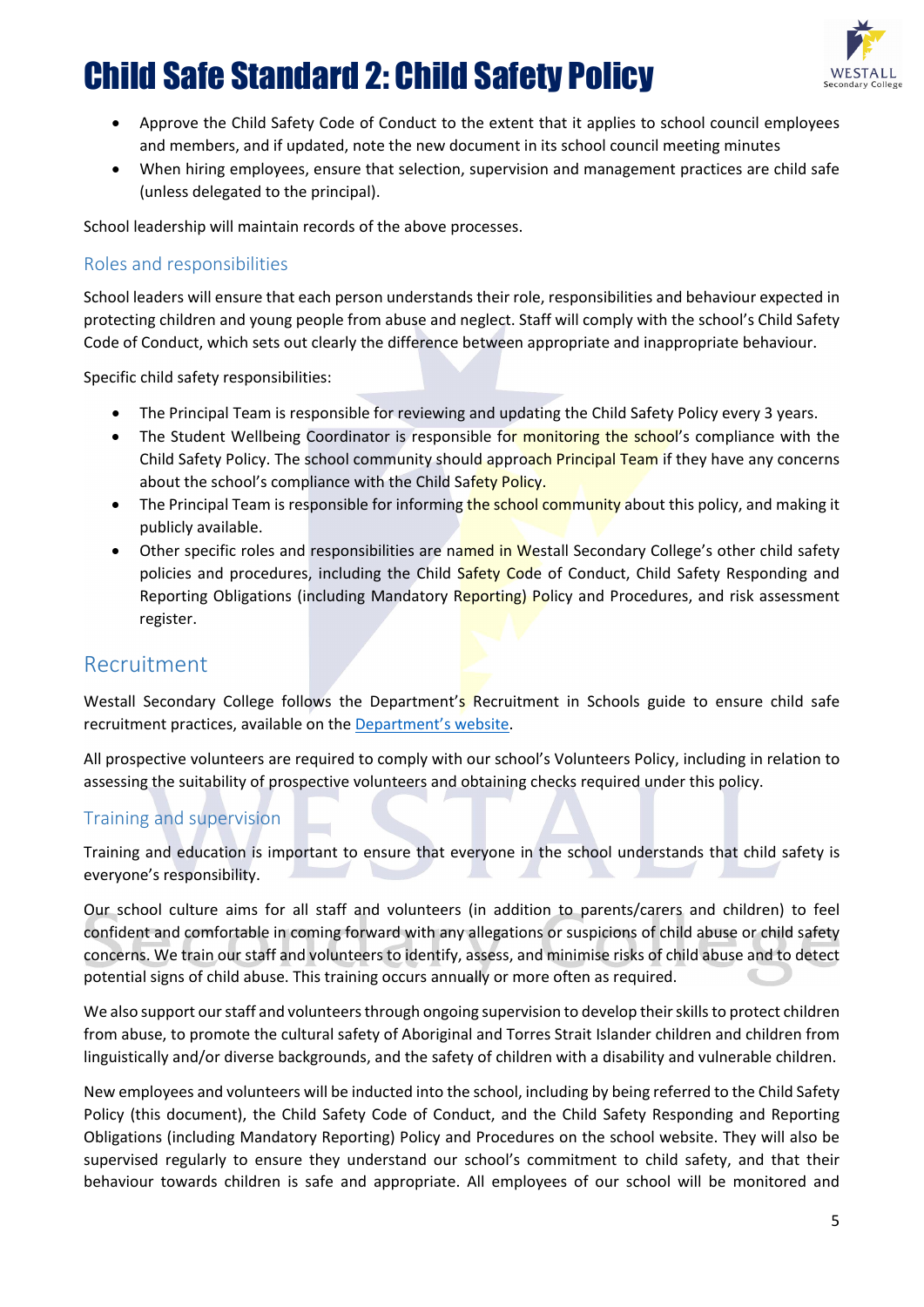- Approve the Child Safety Code of Conduct to the extent that it applies to school council employees and members, and if updated, note the new document in its school council meeting minutes
- When hiring employees, ensure that selection, supervision and management practices are child safe (unless delegated to the principal).

School leadership will maintain records of the above processes.

### Roles and responsibilities

School leaders will ensure that each person understands their role, responsibilities and behaviour expected in protecting children and young people from abuse and neglect. Staff will comply with the school's Child Safety Code of Conduct, which sets out clearly the difference between appropriate and inappropriate behaviour.

Specific child safety responsibilities:

- The Principal Team is responsible for reviewing and updating the Child Safety Policy every 3 years.
- The Student Wellbeing Coordinator is responsible for monitoring the school's compliance with the Child Safety Policy. The school community should approach Principal Team if they have any concerns about the school's compliance with the Child Safety Policy.
- The Principal Team is responsible for informing the school community about this policy, and making it publicly available.
- Other specific roles and responsibilities are named in Westall Secondary College's other child safety policies and procedures, including the Child Safety Code of Conduct, Child Safety Responding and Reporting Obligations (including Mandatory Reporting) Policy and Procedures, and risk assessment register.

## Recruitment

Westall Secondary College follows the Department's Recruitment in Schools guide to ensure child safe recruitment practices, available on the Department's website.

All prospective volunteers are required to comply with our school's Volunteers Policy, including in relation to assessing the suitability of prospective volunteers and obtaining checks required under this policy.

### Training and supervision

Training and education is important to ensure that everyone in the school understands that child safety is everyone's responsibility.

Our school culture aims for all staff and volunteers (in addition to parents/carers and children) to feel confident and comfortable in coming forward with any allegations or suspicions of child abuse or child safety concerns. We train our staff and volunteers to identify, assess, and minimise risks of child abuse and to detect potential signs of child abuse. This training occurs annually or more often as required.

We also support our staff and volunteers through ongoing supervision to develop their skills to protect children from abuse, to promote the cultural safety of Aboriginal and Torres Strait Islander children and children from linguistically and/or diverse backgrounds, and the safety of children with a disability and vulnerable children.

New employees and volunteers will be inducted into the school, including by being referred to the Child Safety Policy (this document), the Child Safety Code of Conduct, and the Child Safety Responding and Reporting Obligations (including Mandatory Reporting) Policy and Procedures on the school website. They will also be supervised regularly to ensure they understand our school's commitment to child safety, and that their behaviour towards children is safe and appropriate. All employees of our school will be monitored and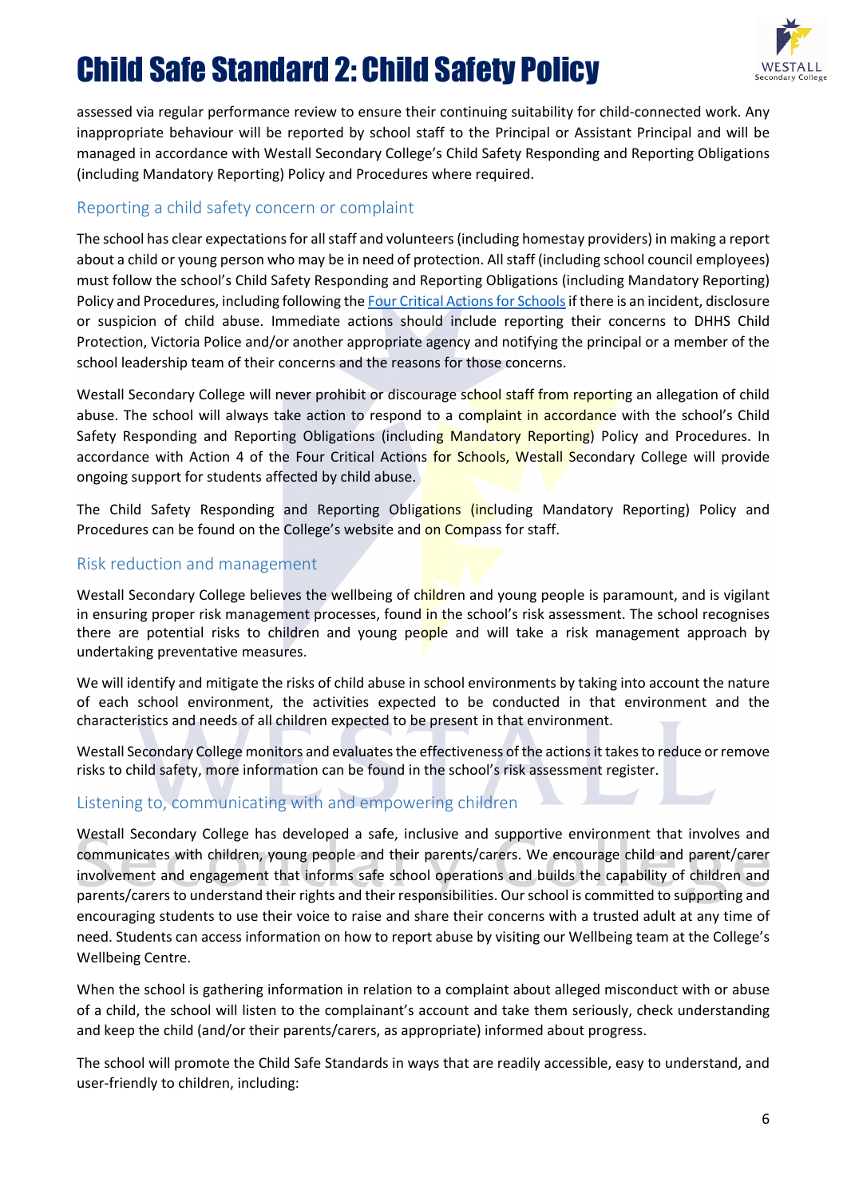assessed via regular performance review to ensure their continuing suitability for child-connected work. Any inappropriate behaviour will be reported by school staff to the Principal or Assistant Principal and will be managed in accordance with Westall Secondary College's Child Safety Responding and Reporting Obligations (including Mandatory Reporting) Policy and Procedures where required.

## Reporting a child safety concern or complaint

The school has clear expectations for all staff and volunteers (including homestay providers) in making a report about a child or young person who may be in need of protection. All staff (including school council employees) must follow the school's Child Safety Responding and Reporting Obligations (including Mandatory Reporting) Policy and Procedures, including following the Four Critical Actions for Schools if there is an incident, disclosure or suspicion of child abuse. Immediate actions should include reporting their concerns to DHHS Child Protection, Victoria Police and/or another appropriate agency and notifying the principal or a member of the school leadership team of their concerns and the reasons for those concerns.

Westall Secondary College will never prohibit or discourage school staff from reporting an allegation of child abuse. The school will always take action to respond to a complaint in accordance with the school's Child Safety Responding and Reporting Obligations (including Mandatory Reporting) Policy and Procedures. In accordance with Action 4 of the Four Critical Actions for Schools, Westall Secondary College will provide ongoing support for students affected by child abuse.

The Child Safety Responding and Reporting Obligations (including Mandatory Reporting) Policy and Procedures can be found on the College's website and on Compass for staff.

## Risk reduction and management

Westall Secondary College believes the wellbeing of children and young people is paramount, and is vigilant in ensuring proper risk management processes, found in the school's risk assessment. The school recognises there are potential risks to children and young people and will take a risk management approach by undertaking preventative measures.

We will identify and mitigate the risks of child abuse in school environments by taking into account the nature of each school environment, the activities expected to be conducted in that environment and the characteristics and needs of all children expected to be present in that environment.

Westall Secondary College monitors and evaluates the effectiveness of the actions it takes to reduce or remove risks to child safety, more information can be found in the school's risk assessment register.

## Listening to, communicating with and empowering children

Westall Secondary College has developed a safe, inclusive and supportive environment that involves and communicates with children, young people and their parents/carers. We encourage child and parent/carer involvement and engagement that informs safe school operations and builds the capability of children and parents/carers to understand their rights and their responsibilities. Our school is committed to supporting and encouraging students to use their voice to raise and share their concerns with a trusted adult at any time of need. Students can access information on how to report abuse by visiting our Wellbeing team at the College's Wellbeing Centre.

When the school is gathering information in relation to a complaint about alleged misconduct with or abuse of a child, the school will listen to the complainant's account and take them seriously, check understanding and keep the child (and/or their parents/carers, as appropriate) informed about progress.

The school will promote the Child Safe Standards in ways that are readily accessible, easy to understand, and user-friendly to children, including: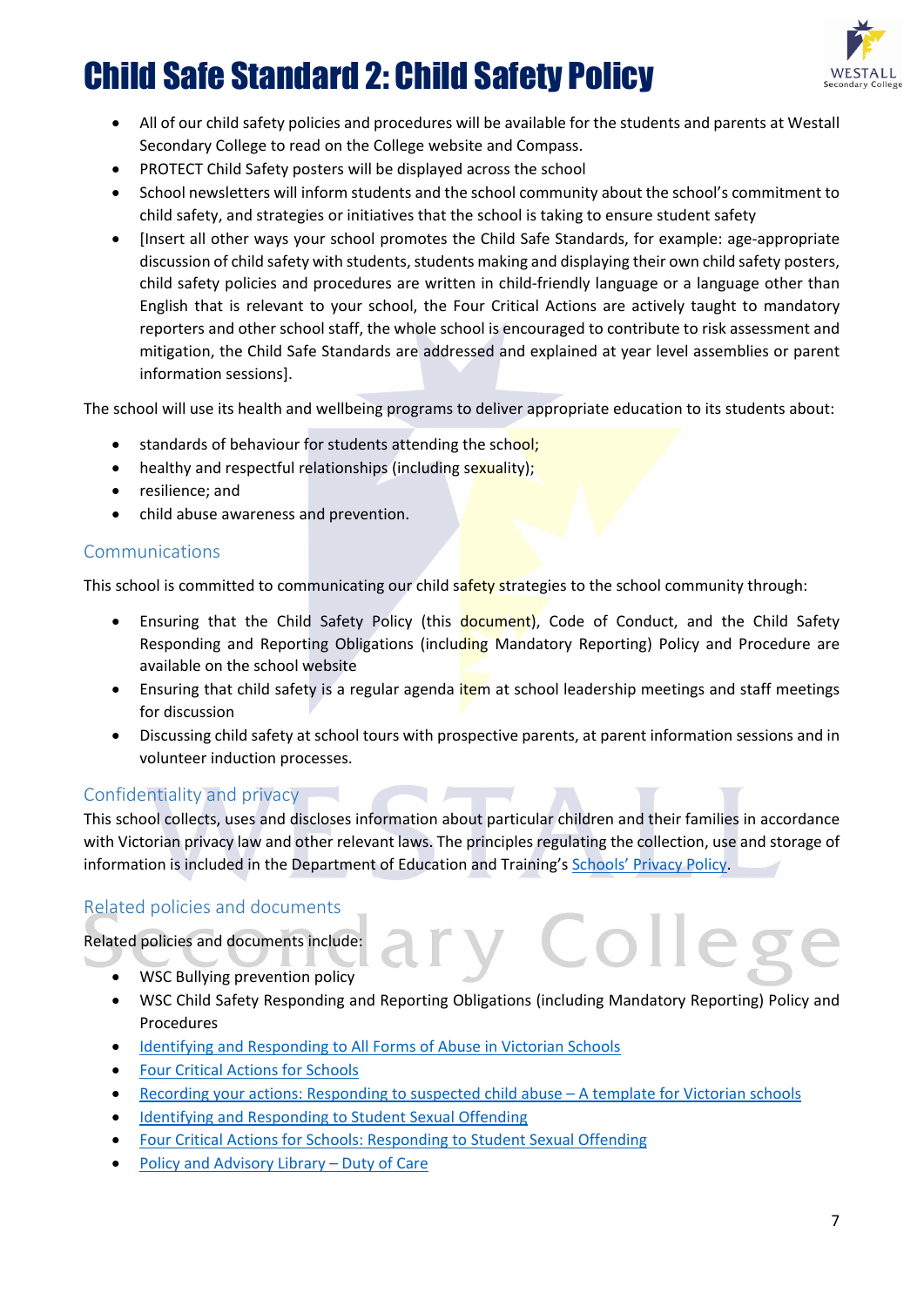- All of our child safety policies and procedures will be available for the students and parents at Westall Secondary College to read on the College website and Compass.
- PROTECT Child Safety posters will be displayed across the school
- School newsletters will inform students and the school community about the school's commitment to child safety, and strategies or initiatives that the school is taking to ensure student safety
- [Insert all other ways your school promotes the Child Safe Standards, for example: age-appropriate discussion of child safety with students, students making and displaying their own child safety posters, child safety policies and procedures are written in child-friendly language or a language other than English that is relevant to your school, the Four Critical Actions are actively taught to mandatory reporters and other school staff, the whole school is encouraged to contribute to risk assessment and mitigation, the Child Safe Standards are addressed and explained at year level assemblies or parent information sessions].

The school will use its health and wellbeing programs to deliver appropriate education to its students about:

- standards of behaviour for students attending the school;
- healthy and respectful relationships (including sexuality);
- resilience; and
- child abuse awareness and prevention.

## Communications

This school is committed to communicating our child safety strategies to the school community through:

- Ensuring that the Child Safety Policy (this document), Code of Conduct, and the Child Safety Responding and Reporting Obligations (including Mandatory Reporting) Policy and Procedure are available on the school website
- Ensuring that child safety is a regular agenda item at school leadership meetings and staff meetings for discussion
- Discussing child safety at school tours with prospective parents, at parent information sessions and in volunteer induction processes.

## Confidentiality and privacy

This school collects, uses and discloses information about particular children and their families in accordance with Victorian privacy law and other relevant laws. The principles regulating the collection, use and storage of information is included in the Department of Education and Training's Schools' Privacy Policy.

## Related policies and documents

Related policies and documents include:

- WSC Bullying prevention policy
- WSC Child Safety Responding and Reporting Obligations (including Mandatory Reporting) Policy and Procedures
- Identifying and Responding to All Forms of Abuse in Victorian Schools
- Four Critical Actions for Schools
- Recording your actions: Responding to suspected child abuse – A template for Victorian schools
- Identifying and Responding to Student Sexual Offending
- Four Critical Actions for Schools: Responding to Student Sexual Offending
- Policy and Advisory Library – Duty of Care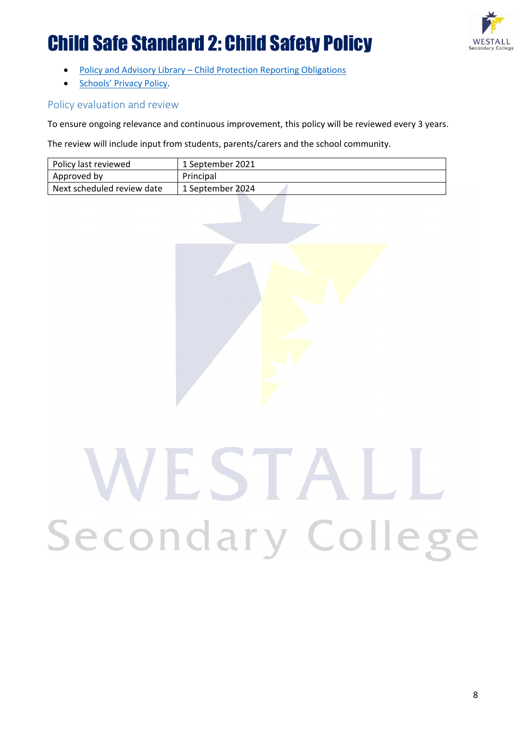- Policy and Advisory Library – Child Protection Reporting Obligations
- Schools' Privacy Policy.

## Policy evaluation and review

To ensure ongoing relevance and continuous improvement, this policy will be reviewed every 3 years.

The review will include input from students, parents/carers and the school community.

| | |
|---|---|
| Policy last reviewed | 1 September 2021 |
| Approved by | Principal |
| Next scheduled review date | 1 September 2024 |